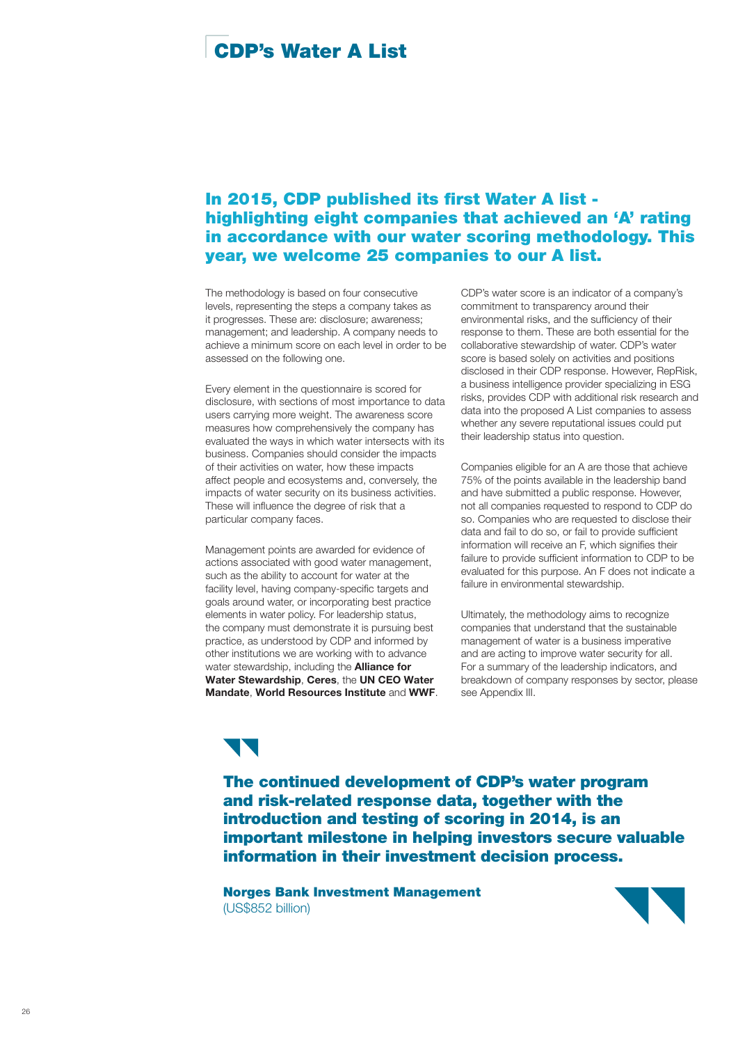# CDP's Water A List

## In 2015, CDP published its first Water A list - highlighting eight companies that achieved an 'A' rating in accordance with our water scoring methodology. This year, we welcome 25 companies to our A list.

The methodology is based on four consecutive levels, representing the steps a company takes as it progresses. These are: disclosure; awareness; management; and leadership. A company needs to achieve a minimum score on each level in order to be assessed on the following one.

Every element in the questionnaire is scored for disclosure, with sections of most importance to data users carrying more weight. The awareness score measures how comprehensively the company has evaluated the ways in which water intersects with its business. Companies should consider the impacts of their activities on water, how these impacts affect people and ecosystems and, conversely, the impacts of water security on its business activities. These will influence the degree of risk that a particular company faces.

Management points are awarded for evidence of actions associated with good water management, such as the ability to account for water at the facility level, having company-specific targets and goals around water, or incorporating best practice elements in water policy. For leadership status, the company must demonstrate it is pursuing best practice, as understood by CDP and informed by other institutions we are working with to advance water stewardship, including the **Alliance for Water Stewardship**, **Ceres**, the **UN CEO Water Mandate**, **World Resources Institute** and **WWF**.

CDP's water score is an indicator of a company's commitment to transparency around their environmental risks, and the sufficiency of their response to them. These are both essential for the collaborative stewardship of water. CDP's water score is based solely on activities and positions disclosed in their CDP response. However, RepRisk, a business intelligence provider specializing in ESG risks, provides CDP with additional risk research and data into the proposed A List companies to assess whether any severe reputational issues could put their leadership status into question.

Companies eligible for an A are those that achieve 75% of the points available in the leadership band and have submitted a public response. However, not all companies requested to respond to CDP do so. Companies who are requested to disclose their data and fail to do so, or fail to provide sufficient information will receive an F, which signifies their failure to provide sufficient information to CDP to be evaluated for this purpose. An F does not indicate a failure in environmental stewardship.

Ultimately, the methodology aims to recognize companies that understand that the sustainable management of water is a business imperative and are acting to improve water security for all. For a summary of the leadership indicators, and breakdown of company responses by sector, please see Appendix III.

> **The continued development of CDP's water program and risk-related response data, together with the introduction and testing of scoring in 2014, is an important milestone in helping investors secure valuable information in their investment decision process.**
>
> **Norges Bank Investment Management**
> (US$852 billion)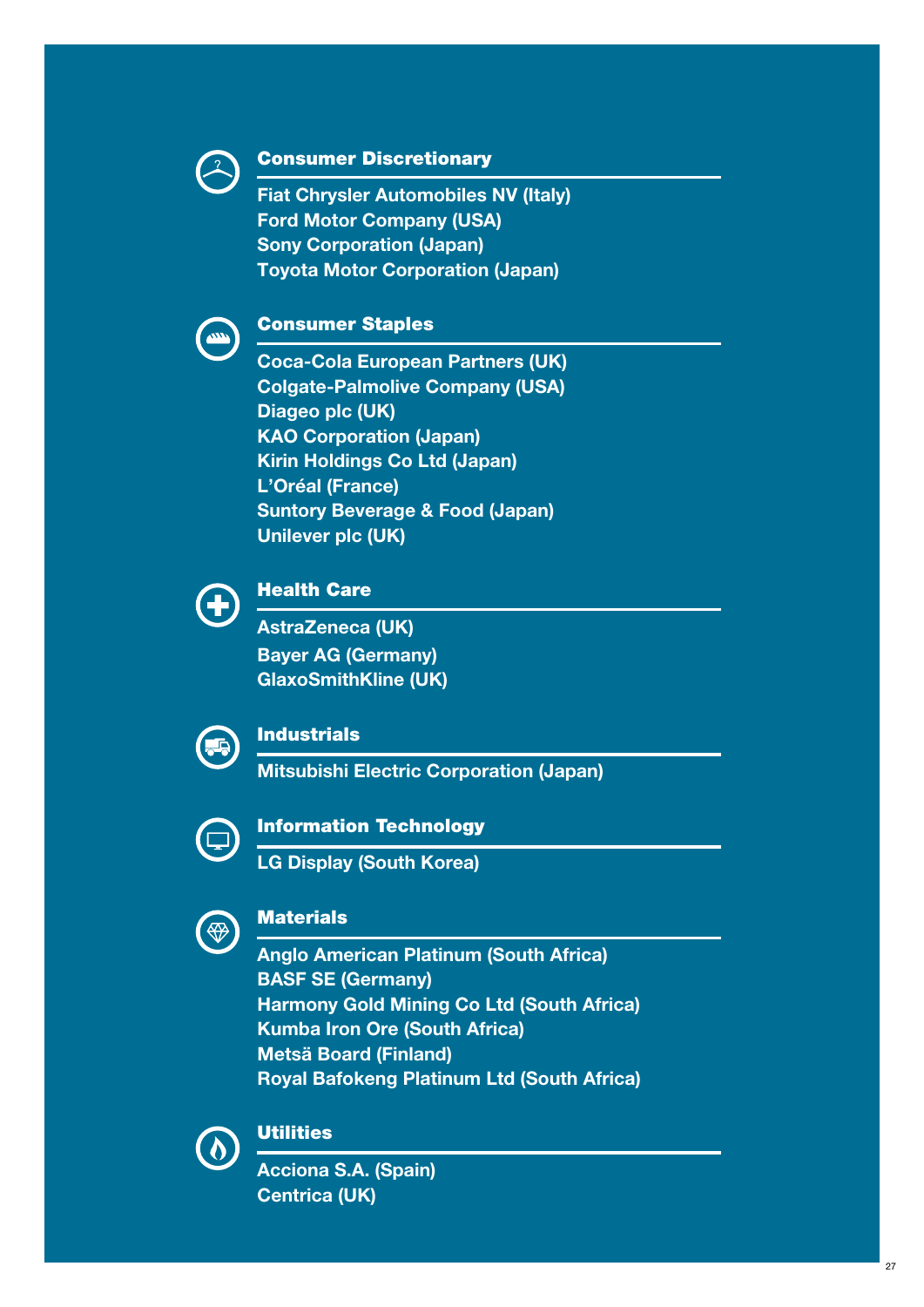### Consumer Discretionary

Fiat Chrysler Automobiles NV (Italy)
Ford Motor Company (USA)
Sony Corporation (Japan)
Toyota Motor Corporation (Japan)

### Consumer Staples

Coca-Cola European Partners (UK)
Colgate-Palmolive Company (USA)
Diageo plc (UK)
KAO Corporation (Japan)
Kirin Holdings Co Ltd (Japan)
L’Oréal (France)
Suntory Beverage & Food (Japan)
Unilever plc (UK)

### Health Care

AstraZeneca (UK)
Bayer AG (Germany)
GlaxoSmithKline (UK)

### Industrials

Mitsubishi Electric Corporation (Japan)

### Information Technology

LG Display (South Korea)

### Materials

Anglo American Platinum (South Africa)
BASF SE (Germany)
Harmony Gold Mining Co Ltd (South Africa)
Kumba Iron Ore (South Africa)
Metsä Board (Finland)
Royal Bafokeng Platinum Ltd (South Africa)

### Utilities

Acciona S.A. (Spain)
Centrica (UK)